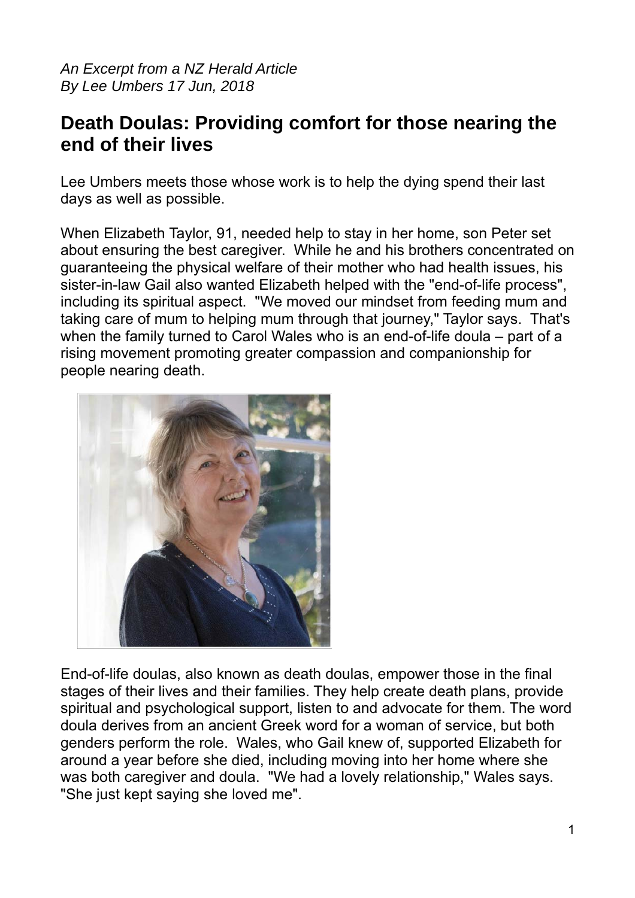*An Excerpt from a NZ Herald Article*
*By Lee Umbers 17 Jun, 2018*

## Death Doulas: Providing comfort for those nearing the end of their lives

Lee Umbers meets those whose work is to help the dying spend their last days as well as possible.

When Elizabeth Taylor, 91, needed help to stay in her home, son Peter set about ensuring the best caregiver. While he and his brothers concentrated on guaranteeing the physical welfare of their mother who had health issues, his sister-in-law Gail also wanted Elizabeth helped with the "end-of-life process", including its spiritual aspect. "We moved our mindset from feeding mum and taking care of mum to helping mum through that journey," Taylor says. That's when the family turned to Carol Wales who is an end-of-life doula – part of a rising movement promoting greater compassion and companionship for people nearing death.

End-of-life doulas, also known as death doulas, empower those in the final stages of their lives and their families. They help create death plans, provide spiritual and psychological support, listen to and advocate for them. The word doula derives from an ancient Greek word for a woman of service, but both genders perform the role. Wales, who Gail knew of, supported Elizabeth for around a year before she died, including moving into her home where she was both caregiver and doula. "We had a lovely relationship," Wales says. "She just kept saying she loved me".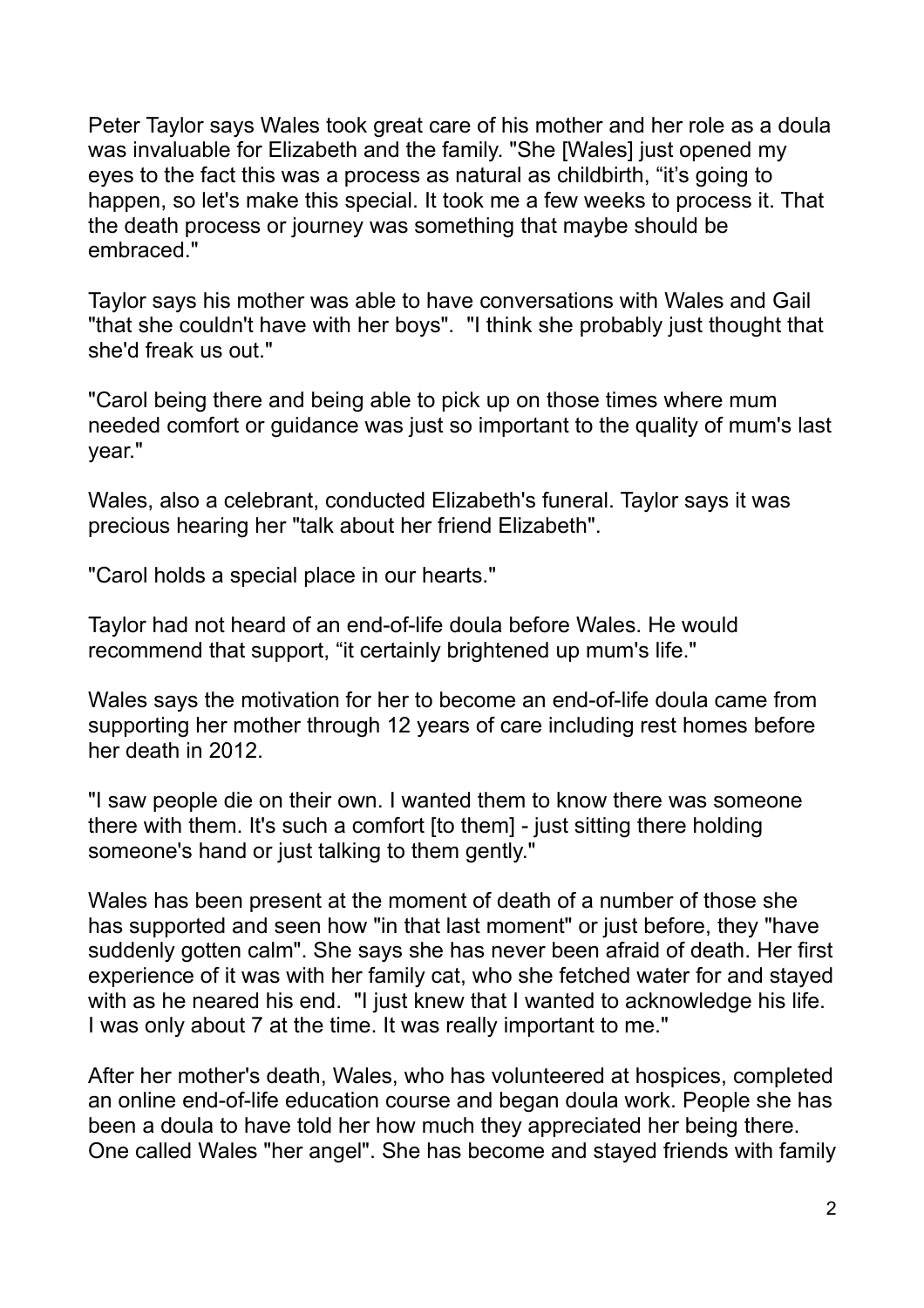Peter Taylor says Wales took great care of his mother and her role as a doula was invaluable for Elizabeth and the family. "She [Wales] just opened my eyes to the fact this was a process as natural as childbirth, "it's going to happen, so let's make this special. It took me a few weeks to process it. That the death process or journey was something that maybe should be embraced."

Taylor says his mother was able to have conversations with Wales and Gail "that she couldn't have with her boys". "I think she probably just thought that she'd freak us out."

"Carol being there and being able to pick up on those times where mum needed comfort or guidance was just so important to the quality of mum's last year."

Wales, also a celebrant, conducted Elizabeth's funeral. Taylor says it was precious hearing her "talk about her friend Elizabeth".

"Carol holds a special place in our hearts."

Taylor had not heard of an end-of-life doula before Wales. He would recommend that support, "it certainly brightened up mum's life."

Wales says the motivation for her to become an end-of-life doula came from supporting her mother through 12 years of care including rest homes before her death in 2012.

"I saw people die on their own. I wanted them to know there was someone there with them. It's such a comfort [to them] - just sitting there holding someone's hand or just talking to them gently."

Wales has been present at the moment of death of a number of those she has supported and seen how "in that last moment" or just before, they "have suddenly gotten calm". She says she has never been afraid of death. Her first experience of it was with her family cat, who she fetched water for and stayed with as he neared his end. "I just knew that I wanted to acknowledge his life. I was only about 7 at the time. It was really important to me."

After her mother's death, Wales, who has volunteered at hospices, completed an online end-of-life education course and began doula work. People she has been a doula to have told her how much they appreciated her being there. One called Wales "her angel". She has become and stayed friends with family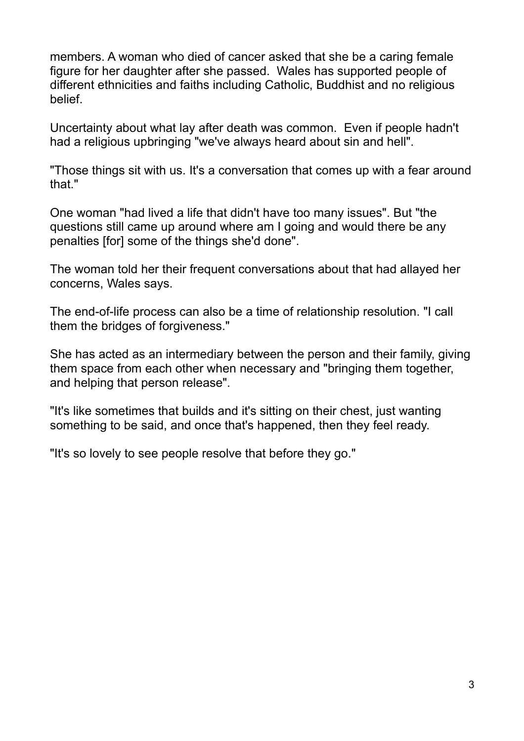members. A woman who died of cancer asked that she be a caring female figure for her daughter after she passed. Wales has supported people of different ethnicities and faiths including Catholic, Buddhist and no religious belief.

Uncertainty about what lay after death was common. Even if people hadn't had a religious upbringing "we've always heard about sin and hell".

"Those things sit with us. It's a conversation that comes up with a fear around that."

One woman "had lived a life that didn't have too many issues". But "the questions still came up around where am I going and would there be any penalties [for] some of the things she'd done".

The woman told her their frequent conversations about that had allayed her concerns, Wales says.

The end-of-life process can also be a time of relationship resolution. "I call them the bridges of forgiveness."

She has acted as an intermediary between the person and their family, giving them space from each other when necessary and "bringing them together, and helping that person release".

"It's like sometimes that builds and it's sitting on their chest, just wanting something to be said, and once that's happened, then they feel ready.

"It's so lovely to see people resolve that before they go."